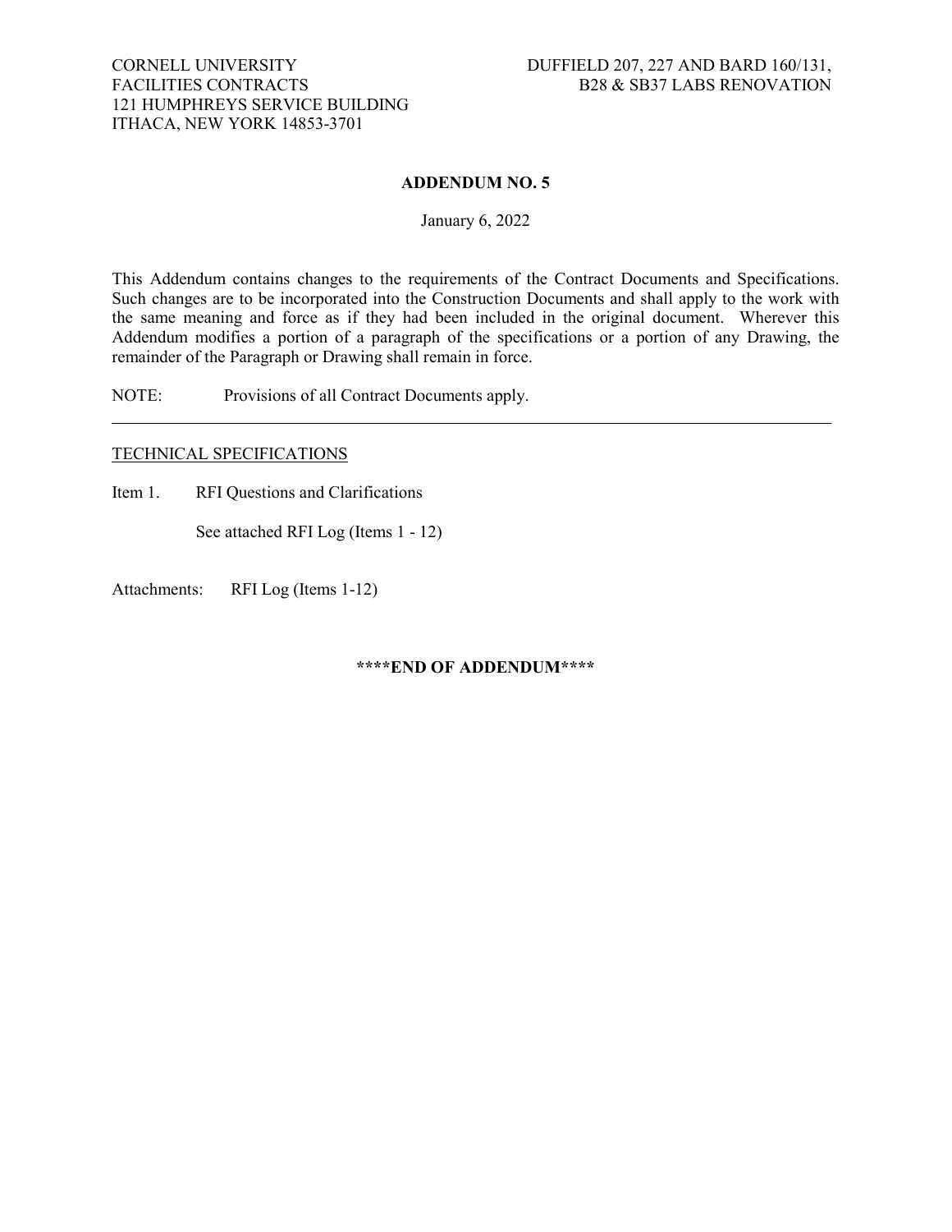CORNELL UNIVERSITY
FACILITIES CONTRACTS
121 HUMPHREYS SERVICE BUILDING
ITHACA, NEW YORK 14853-3701

DUFFIELD 207, 227 AND BARD 160/131,
B28 & SB37 LABS RENOVATION

# ADDENDUM NO. 5

January 6, 2022

This Addendum contains changes to the requirements of the Contract Documents and Specifications. Such changes are to be incorporated into the Construction Documents and shall apply to the work with the same meaning and force as if they had been included in the original document. Wherever this Addendum modifies a portion of a paragraph of the specifications or a portion of any Drawing, the remainder of the Paragraph or Drawing shall remain in force.

NOTE: Provisions of all Contract Documents apply.

---

## TECHNICAL SPECIFICATIONS

Item 1. RFI Questions and Clarifications

See attached RFI Log (Items 1 - 12)

Attachments: RFI Log (Items 1-12)

**\*\*\*\*END OF ADDENDUM\*\*\*\***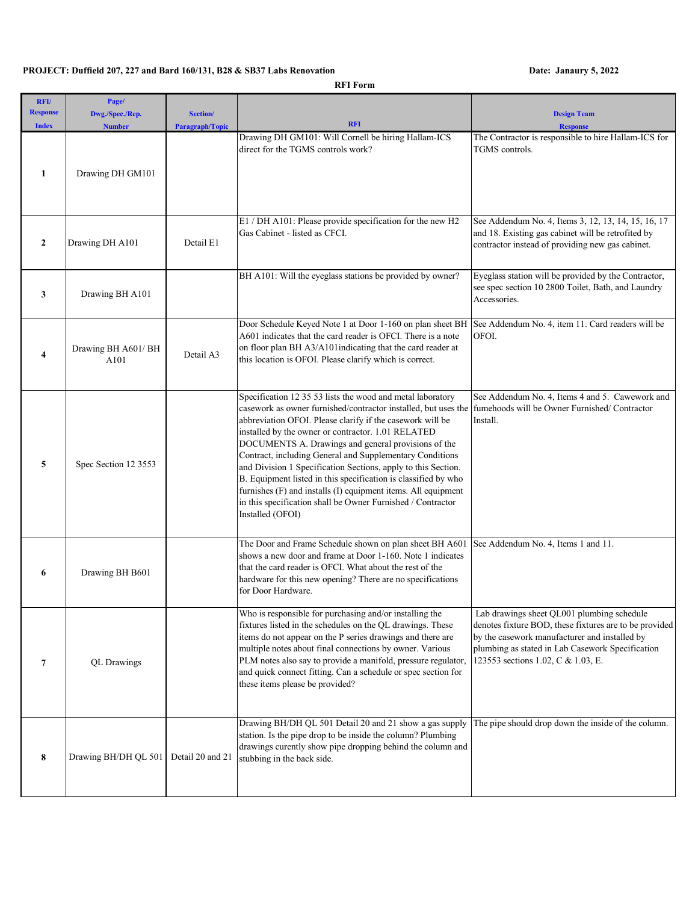**PROJECT: Duffield 207, 227 and Bard 160/131, B28 & SB37 Labs Renovation** **Date: Janaury 5, 2022**

**RFI Form**

| RFI/ Response Index | Page/ Dwg./Spec./Rep. Number | Section/ Paragraph/Topic | RFI | Design Team Response |
|---|---|---|---|---|
| 1 | Drawing DH GM101 | | Drawing DH GM101: Will Cornell be hiring Hallam-ICS direct for the TGMS controls work? | The Contractor is responsible to hire Hallam-ICS for TGMS controls. |
| 2 | Drawing DH A101 | Detail E1 | E1 / DH A101: Please provide specification for the new H2 Gas Cabinet - listed as CFCI. | See Addendum No. 4, Items 3, 12, 13, 14, 15, 16, 17 and 18. Existing gas cabinet will be retrofited by contractor instead of providing new gas cabinet. |
| 3 | Drawing BH A101 | | BH A101: Will the eyeglass stations be provided by owner? | Eyeglass station will be provided by the Contractor, see spec section 10 2800 Toilet, Bath, and Laundry Accessories. |
| 4 | Drawing BH A601/ BH A101 | Detail A3 | Door Schedule Keyed Note 1 at Door 1-160 on plan sheet BH A601 indicates that the card reader is OFCI. There is a note on floor plan BH A3/A101indicating that the card reader at this location is OFOI. Please clarify which is correct. | See Addendum No. 4, item 11. Card readers will be OFOI. |
| 5 | Spec Section 12 3553 | | Specification 12 35 53 lists the wood and metal laboratory casework as owner furnished/contractor installed, but uses the abbreviation OFOI. Please clarify if the casework will be installed by the owner or contractor. 1.01 RELATED DOCUMENTS A. Drawings and general provisions of the Contract, including General and Supplementary Conditions and Division 1 Specification Sections, apply to this Section. B. Equipment listed in this specification is classified by who furnishes (F) and installs (I) equipment items. All equipment in this specification shall be Owner Furnished / Contractor Installed (OFOI) | See Addendum No. 4, Items 4 and 5. Cawework and fumehoods will be Owner Furnished/ Contractor Install. |
| 6 | Drawing BH B601 | | The Door and Frame Schedule shown on plan sheet BH A601 shows a new door and frame at Door 1-160. Note 1 indicates that the card reader is OFCI. What about the rest of the hardware for this new opening? There are no specifications for Door Hardware. | See Addendum No. 4, Items 1 and 11. |
| 7 | QL Drawings | | Who is responsible for purchasing and/or installing the fixtures listed in the schedules on the QL drawings. These items do not appear on the P series drawings and there are multiple notes about final connections by owner. Various PLM notes also say to provide a manifold, pressure regulator, and quick connect fitting. Can a schedule or spec section for these items please be provided? | Lab drawings sheet QL001 plumbing schedule denotes fixture BOD, these fixtures are to be provided by the casework manufacturer and installed by plumbing as stated in Lab Casework Specification 123553 sections 1.02, C & 1.03, E. |
| 8 | Drawing BH/DH QL 501 | Detail 20 and 21 | Drawing BH/DH QL 501 Detail 20 and 21 show a gas supply station. Is the pipe drop to be inside the column? Plumbing drawings curently show pipe dropping behind the column and stubbing in the back side. | The pipe should drop down the inside of the column. |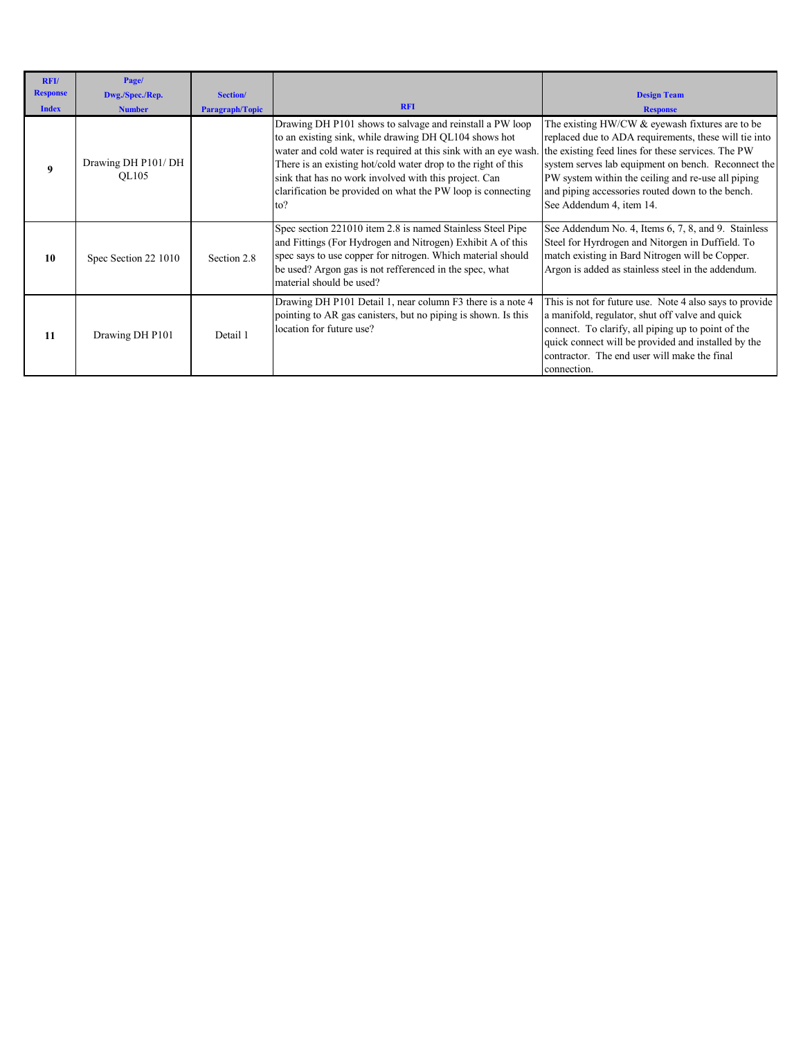| RFI/ Response Index | Page/ Dwg./Spec./Rep. Number | Section/ Paragraph/Topic | RFI | Design Team Response |
|---|---|---|---|---|
| 9 | Drawing DH P101/ DH QL105 | | Drawing DH P101 shows to salvage and reinstall a PW loop to an existing sink, while drawing DH QL104 shows hot water and cold water is required at this sink with an eye wash. There is an existing hot/cold water drop to the right of this sink that has no work involved with this project. Can clarification be provided on what the PW loop is connecting to? | The existing HW/CW & eyewash fixtures are to be replaced due to ADA requirements, these will tie into the existing feed lines for these services. The PW system serves lab equipment on bench. Reconnect the PW system within the ceiling and re-use all piping and piping accessories routed down to the bench. See Addendum 4, item 14. |
| 10 | Spec Section 22 1010 | Section 2.8 | Spec section 221010 item 2.8 is named Stainless Steel Pipe and Fittings (For Hydrogen and Nitrogen) Exhibit A of this spec says to use copper for nitrogen. Which material should be used? Argon gas is not refferenced in the spec, what material should be used? | See Addendum No. 4, Items 6, 7, 8, and 9. Stainless Steel for Hyrdrogen and Nitorgen in Duffield. To match existing in Bard Nitrogen will be Copper. Argon is added as stainless steel in the addendum. |
| 11 | Drawing DH P101 | Detail 1 | Drawing DH P101 Detail 1, near column F3 there is a note 4 pointing to AR gas canisters, but no piping is shown. Is this location for future use? | This is not for future use. Note 4 also says to provide a manifold, regulator, shut off valve and quick connect. To clarify, all piping up to point of the quick connect will be provided and installed by the contractor. The end user will make the final connection. |